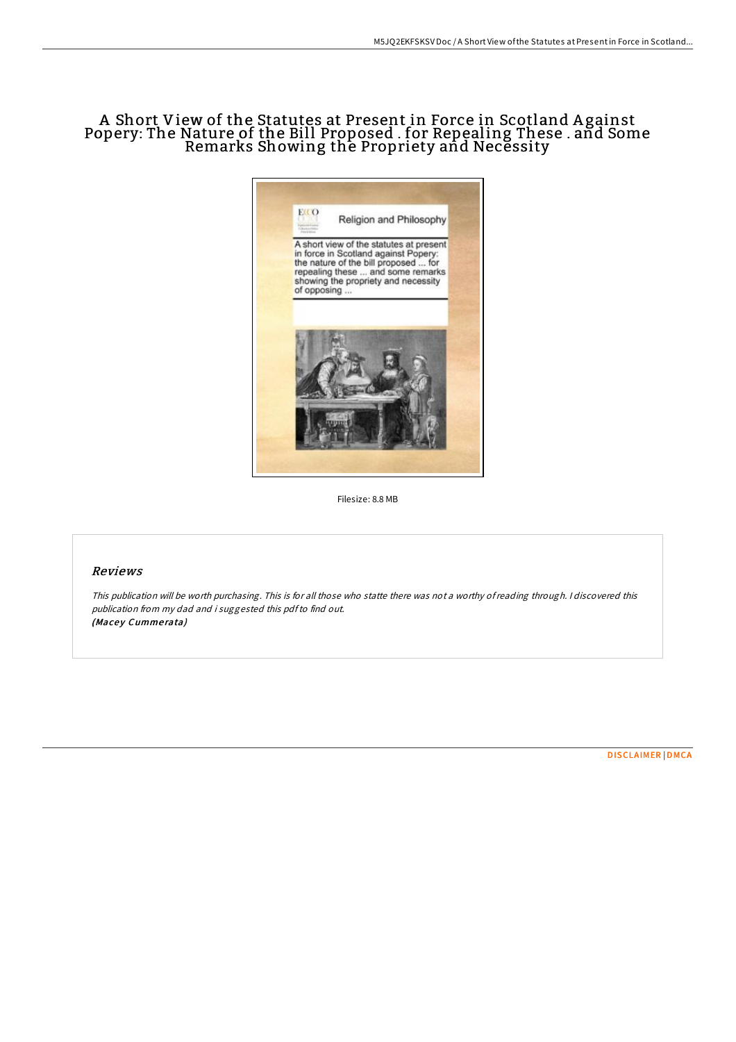# A Short View of the Statutes at Present in Force in Scotland Against Popery: The Nature of the Bill Proposed . for Repealing These . and Some Remarks Showing the Propriety and Necessity

Filesize: 8.8 MB

## Reviews

*This publication will be worth purchasing. This is for all those who statte there was not a worthy of reading through. I discovered this publication from my dad and i suggested this pdf to find out.*
***(Macey Cummerata)***

DISCLAIMER | DMCA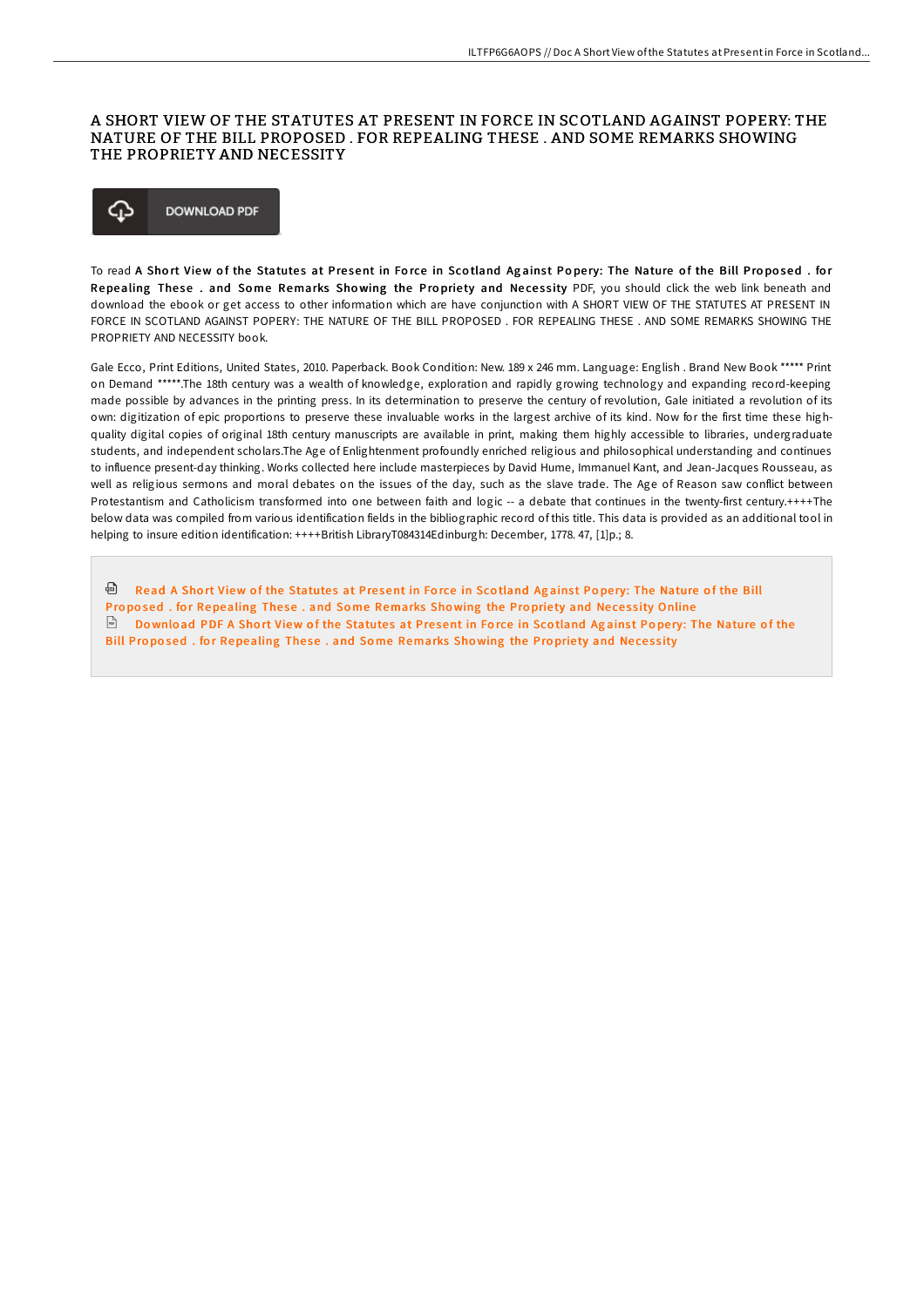# A SHORT VIEW OF THE STATUTES AT PRESENT IN FORCE IN SCOTLAND AGAINST POPERY: THE NATURE OF THE BILL PROPOSED . FOR REPEALING THESE . AND SOME REMARKS SHOWING THE PROPRIETY AND NECESSITY

DOWNLOAD PDF

To read **A Short View of the Statutes at Present in Force in Scotland Against Popery: The Nature of the Bill Proposed . for Repealing These . and Some Remarks Showing the Propriety and Necessity** PDF, you should click the web link beneath and download the ebook or get access to other information which are have conjunction with A SHORT VIEW OF THE STATUTES AT PRESENT IN FORCE IN SCOTLAND AGAINST POPERY: THE NATURE OF THE BILL PROPOSED . FOR REPEALING THESE . AND SOME REMARKS SHOWING THE PROPRIETY AND NECESSITY book.

Gale Ecco, Print Editions, United States, 2010. Paperback. Book Condition: New. 189 x 246 mm. Language: English . Brand New Book ***** Print on Demand *****.The 18th century was a wealth of knowledge, exploration and rapidly growing technology and expanding record-keeping made possible by advances in the printing press. In its determination to preserve the century of revolution, Gale initiated a revolution of its own: digitization of epic proportions to preserve these invaluable works in the largest archive of its kind. Now for the first time these high-quality digital copies of original 18th century manuscripts are available in print, making them highly accessible to libraries, undergraduate students, and independent scholars.The Age of Enlightenment profoundly enriched religious and philosophical understanding and continues to influence present-day thinking. Works collected here include masterpieces by David Hume, Immanuel Kant, and Jean-Jacques Rousseau, as well as religious sermons and moral debates on the issues of the day, such as the slave trade. The Age of Reason saw conflict between Protestantism and Catholicism transformed into one between faith and logic -- a debate that continues in the twenty-first century.++++The below data was compiled from various identification fields in the bibliographic record of this title. This data is provided as an additional tool in helping to insure edition identification: ++++British LibraryT084314Edinburgh: December, 1778. 47, [1]p.; 8.

Read A Short View of the Statutes at Present in Force in Scotland Against Popery: The Nature of the Bill Proposed . for Repealing These . and Some Remarks Showing the Propriety and Necessity Online

Download PDF A Short View of the Statutes at Present in Force in Scotland Against Popery: The Nature of the Bill Proposed . for Repealing These . and Some Remarks Showing the Propriety and Necessity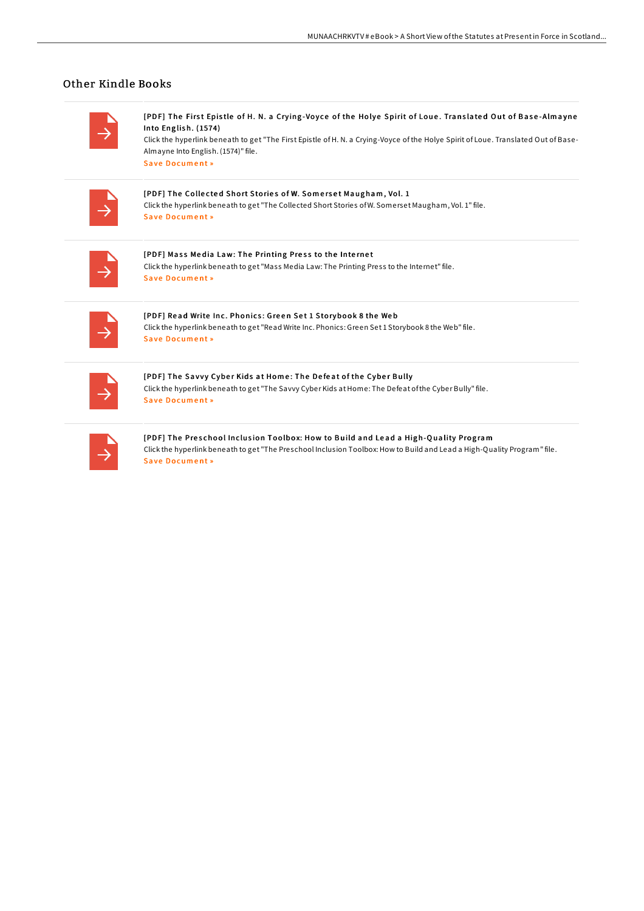## Other Kindle Books

**[PDF] The First Epistle of H. N. a Crying-Voyce of the Holye Spirit of Loue. Translated Out of Base-Almayne Into English. (1574)**

Click the hyperlink beneath to get "The First Epistle of H. N. a Crying-Voyce of the Holye Spirit of Loue. Translated Out of Base-Almayne Into English. (1574)" file.

Save Document »

**[PDF] The Collected Short Stories of W. Somerset Maugham, Vol. 1**

Click the hyperlink beneath to get "The Collected Short Stories of W. Somerset Maugham, Vol. 1" file.

Save Document »

**[PDF] Mass Media Law: The Printing Press to the Internet**

Click the hyperlink beneath to get "Mass Media Law: The Printing Press to the Internet" file.

Save Document »

**[PDF] Read Write Inc. Phonics: Green Set 1 Storybook 8 the Web**

Click the hyperlink beneath to get "Read Write Inc. Phonics: Green Set 1 Storybook 8 the Web" file.

Save Document »

**[PDF] The Savvy Cyber Kids at Home: The Defeat of the Cyber Bully**

Click the hyperlink beneath to get "The Savvy Cyber Kids at Home: The Defeat of the Cyber Bully" file.

Save Document »

**[PDF] The Preschool Inclusion Toolbox: How to Build and Lead a High-Quality Program**

Click the hyperlink beneath to get "The Preschool Inclusion Toolbox: How to Build and Lead a High-Quality Program" file.

Save Document »